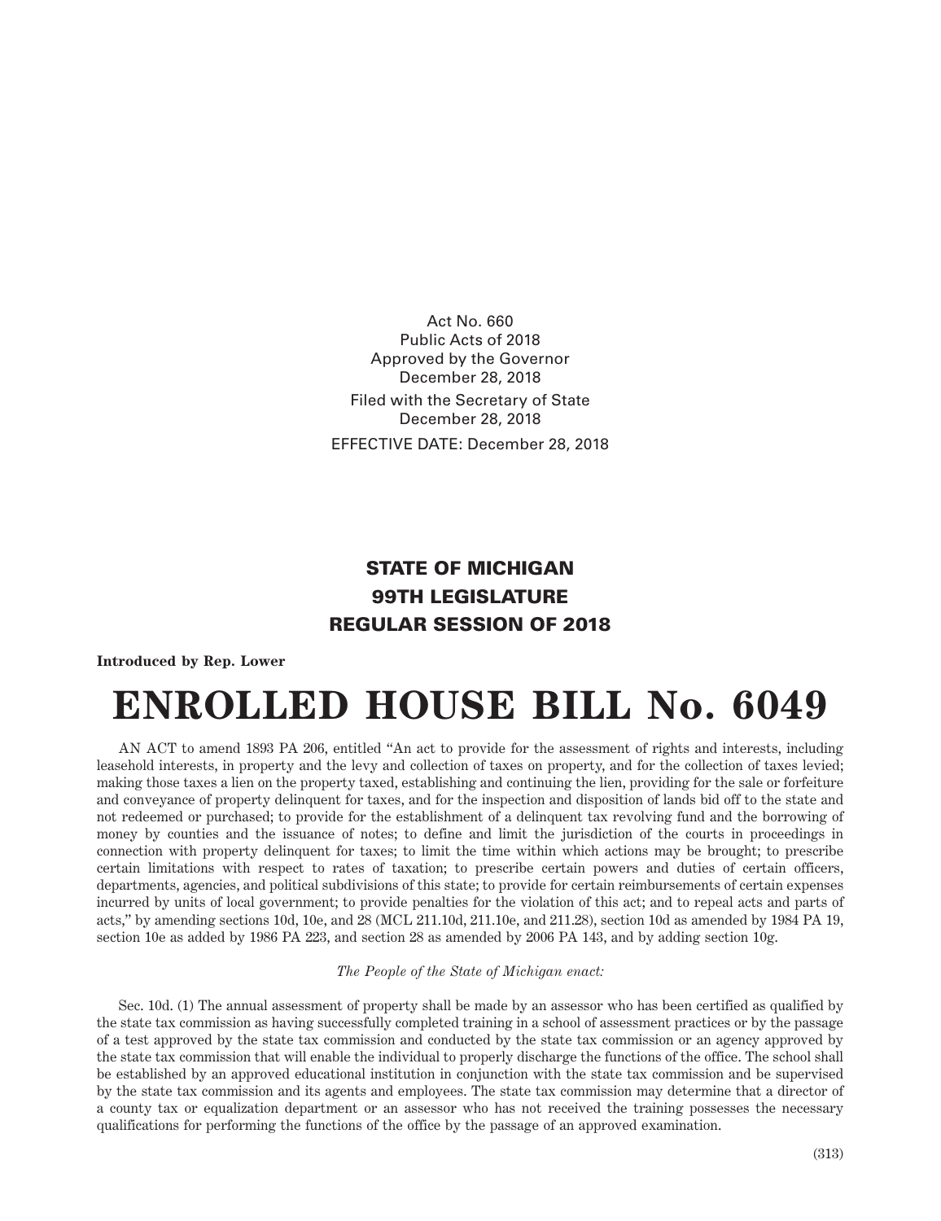Act No. 660
Public Acts of 2018
Approved by the Governor
December 28, 2018
Filed with the Secretary of State
December 28, 2018
EFFECTIVE DATE: December 28, 2018

## STATE OF MICHIGAN
## 99TH LEGISLATURE
## REGULAR SESSION OF 2018

**Introduced by Rep. Lower**

# ENROLLED HOUSE BILL No. 6049

AN ACT to amend 1893 PA 206, entitled "An act to provide for the assessment of rights and interests, including leasehold interests, in property and the levy and collection of taxes on property, and for the collection of taxes levied; making those taxes a lien on the property taxed, establishing and continuing the lien, providing for the sale or forfeiture and conveyance of property delinquent for taxes, and for the inspection and disposition of lands bid off to the state and not redeemed or purchased; to provide for the establishment of a delinquent tax revolving fund and the borrowing of money by counties and the issuance of notes; to define and limit the jurisdiction of the courts in proceedings in connection with property delinquent for taxes; to limit the time within which actions may be brought; to prescribe certain limitations with respect to rates of taxation; to prescribe certain powers and duties of certain officers, departments, agencies, and political subdivisions of this state; to provide for certain reimbursements of certain expenses incurred by units of local government; to provide penalties for the violation of this act; and to repeal acts and parts of acts," by amending sections 10d, 10e, and 28 (MCL 211.10d, 211.10e, and 211.28), section 10d as amended by 1984 PA 19, section 10e as added by 1986 PA 223, and section 28 as amended by 2006 PA 143, and by adding section 10g.

*The People of the State of Michigan enact:*

Sec. 10d. (1) The annual assessment of property shall be made by an assessor who has been certified as qualified by the state tax commission as having successfully completed training in a school of assessment practices or by the passage of a test approved by the state tax commission and conducted by the state tax commission or an agency approved by the state tax commission that will enable the individual to properly discharge the functions of the office. The school shall be established by an approved educational institution in conjunction with the state tax commission and be supervised by the state tax commission and its agents and employees. The state tax commission may determine that a director of a county tax or equalization department or an assessor who has not received the training possesses the necessary qualifications for performing the functions of the office by the passage of an approved examination.

(313)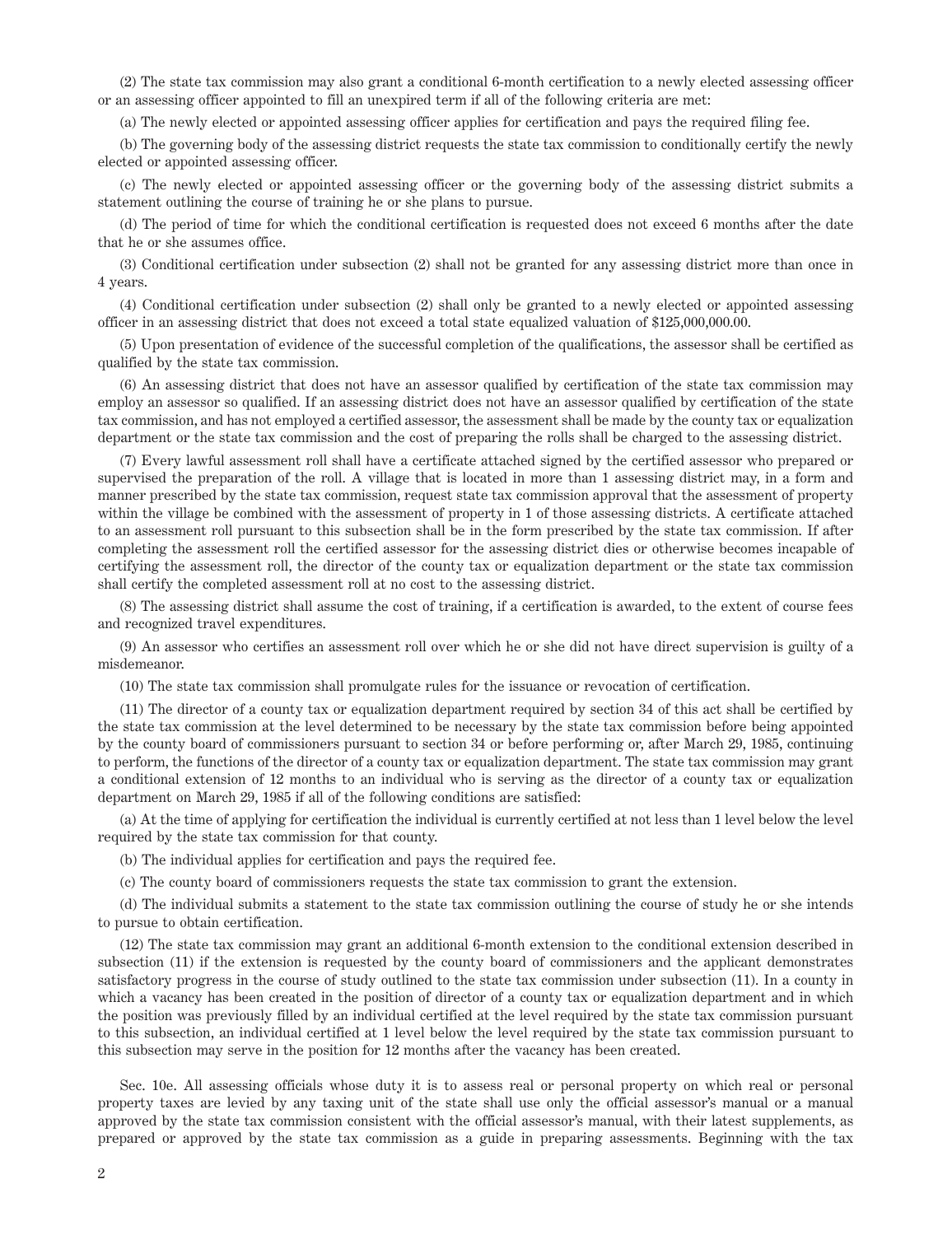(2) The state tax commission may also grant a conditional 6-month certification to a newly elected assessing officer or an assessing officer appointed to fill an unexpired term if all of the following criteria are met:

(a) The newly elected or appointed assessing officer applies for certification and pays the required filing fee.

(b) The governing body of the assessing district requests the state tax commission to conditionally certify the newly elected or appointed assessing officer.

(c) The newly elected or appointed assessing officer or the governing body of the assessing district submits a statement outlining the course of training he or she plans to pursue.

(d) The period of time for which the conditional certification is requested does not exceed 6 months after the date that he or she assumes office.

(3) Conditional certification under subsection (2) shall not be granted for any assessing district more than once in 4 years.

(4) Conditional certification under subsection (2) shall only be granted to a newly elected or appointed assessing officer in an assessing district that does not exceed a total state equalized valuation of $125,000,000.00.

(5) Upon presentation of evidence of the successful completion of the qualifications, the assessor shall be certified as qualified by the state tax commission.

(6) An assessing district that does not have an assessor qualified by certification of the state tax commission may employ an assessor so qualified. If an assessing district does not have an assessor qualified by certification of the state tax commission, and has not employed a certified assessor, the assessment shall be made by the county tax or equalization department or the state tax commission and the cost of preparing the rolls shall be charged to the assessing district.

(7) Every lawful assessment roll shall have a certificate attached signed by the certified assessor who prepared or supervised the preparation of the roll. A village that is located in more than 1 assessing district may, in a form and manner prescribed by the state tax commission, request state tax commission approval that the assessment of property within the village be combined with the assessment of property in 1 of those assessing districts. A certificate attached to an assessment roll pursuant to this subsection shall be in the form prescribed by the state tax commission. If after completing the assessment roll the certified assessor for the assessing district dies or otherwise becomes incapable of certifying the assessment roll, the director of the county tax or equalization department or the state tax commission shall certify the completed assessment roll at no cost to the assessing district.

(8) The assessing district shall assume the cost of training, if a certification is awarded, to the extent of course fees and recognized travel expenditures.

(9) An assessor who certifies an assessment roll over which he or she did not have direct supervision is guilty of a misdemeanor.

(10) The state tax commission shall promulgate rules for the issuance or revocation of certification.

(11) The director of a county tax or equalization department required by section 34 of this act shall be certified by the state tax commission at the level determined to be necessary by the state tax commission before being appointed by the county board of commissioners pursuant to section 34 or before performing or, after March 29, 1985, continuing to perform, the functions of the director of a county tax or equalization department. The state tax commission may grant a conditional extension of 12 months to an individual who is serving as the director of a county tax or equalization department on March 29, 1985 if all of the following conditions are satisfied:

(a) At the time of applying for certification the individual is currently certified at not less than 1 level below the level required by the state tax commission for that county.

(b) The individual applies for certification and pays the required fee.

(c) The county board of commissioners requests the state tax commission to grant the extension.

(d) The individual submits a statement to the state tax commission outlining the course of study he or she intends to pursue to obtain certification.

(12) The state tax commission may grant an additional 6-month extension to the conditional extension described in subsection (11) if the extension is requested by the county board of commissioners and the applicant demonstrates satisfactory progress in the course of study outlined to the state tax commission under subsection (11). In a county in which a vacancy has been created in the position of director of a county tax or equalization department and in which the position was previously filled by an individual certified at the level required by the state tax commission pursuant to this subsection, an individual certified at 1 level below the level required by the state tax commission pursuant to this subsection may serve in the position for 12 months after the vacancy has been created.

Sec. 10e. All assessing officials whose duty it is to assess real or personal property on which real or personal property taxes are levied by any taxing unit of the state shall use only the official assessor's manual or a manual approved by the state tax commission consistent with the official assessor's manual, with their latest supplements, as prepared or approved by the state tax commission as a guide in preparing assessments. Beginning with the tax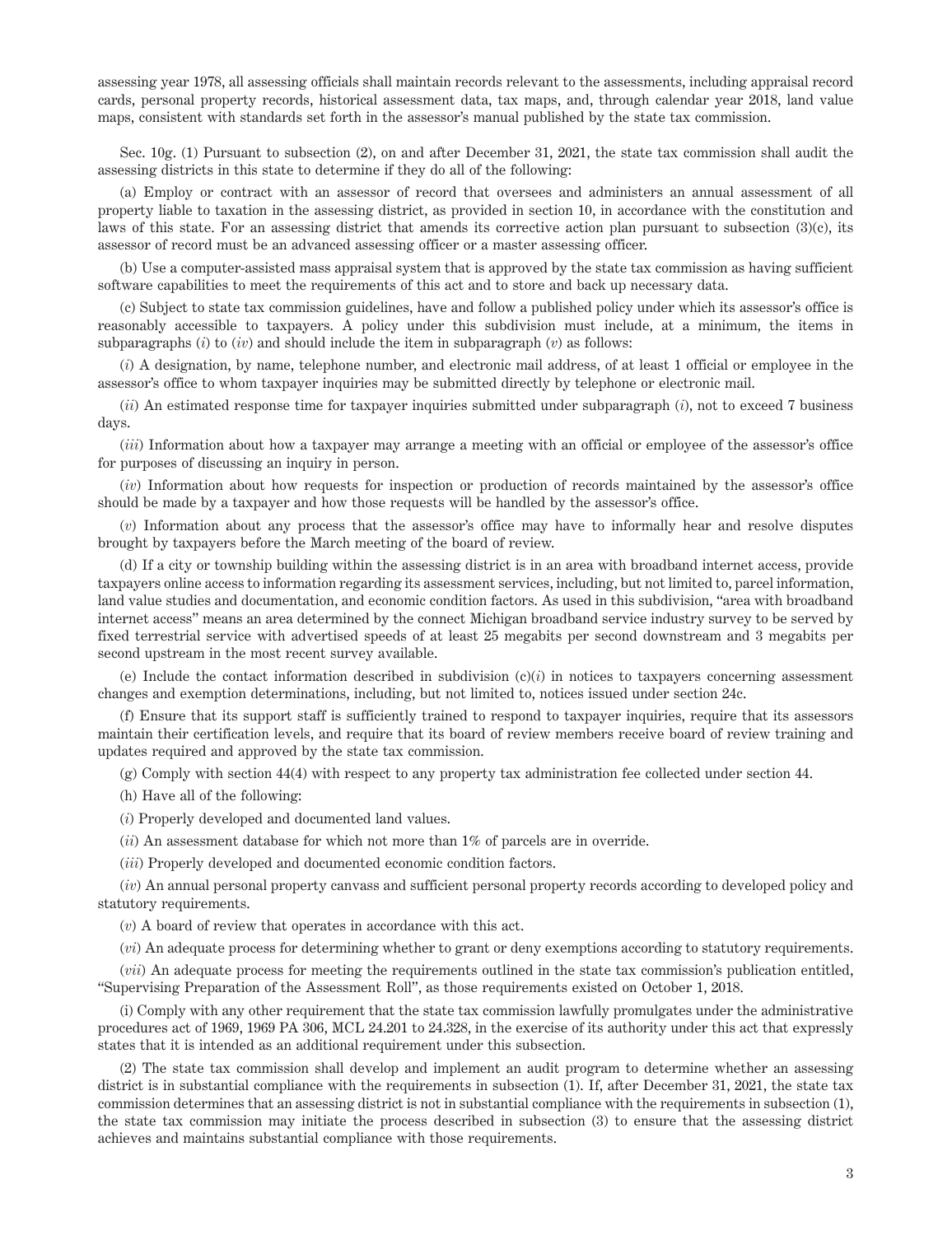assessing year 1978, all assessing officials shall maintain records relevant to the assessments, including appraisal record cards, personal property records, historical assessment data, tax maps, and, through calendar year 2018, land value maps, consistent with standards set forth in the assessor's manual published by the state tax commission.

Sec. 10g. (1) Pursuant to subsection (2), on and after December 31, 2021, the state tax commission shall audit the assessing districts in this state to determine if they do all of the following:

(a) Employ or contract with an assessor of record that oversees and administers an annual assessment of all property liable to taxation in the assessing district, as provided in section 10, in accordance with the constitution and laws of this state. For an assessing district that amends its corrective action plan pursuant to subsection (3)(c), its assessor of record must be an advanced assessing officer or a master assessing officer.

(b) Use a computer-assisted mass appraisal system that is approved by the state tax commission as having sufficient software capabilities to meet the requirements of this act and to store and back up necessary data.

(c) Subject to state tax commission guidelines, have and follow a published policy under which its assessor's office is reasonably accessible to taxpayers. A policy under this subdivision must include, at a minimum, the items in subparagraphs (*i*) to (*iv*) and should include the item in subparagraph (*v*) as follows:

(*i*) A designation, by name, telephone number, and electronic mail address, of at least 1 official or employee in the assessor's office to whom taxpayer inquiries may be submitted directly by telephone or electronic mail.

(*ii*) An estimated response time for taxpayer inquiries submitted under subparagraph (*i*), not to exceed 7 business days.

(*iii*) Information about how a taxpayer may arrange a meeting with an official or employee of the assessor's office for purposes of discussing an inquiry in person.

(*iv*) Information about how requests for inspection or production of records maintained by the assessor's office should be made by a taxpayer and how those requests will be handled by the assessor's office.

(*v*) Information about any process that the assessor's office may have to informally hear and resolve disputes brought by taxpayers before the March meeting of the board of review.

(d) If a city or township building within the assessing district is in an area with broadband internet access, provide taxpayers online access to information regarding its assessment services, including, but not limited to, parcel information, land value studies and documentation, and economic condition factors. As used in this subdivision, "area with broadband internet access" means an area determined by the connect Michigan broadband service industry survey to be served by fixed terrestrial service with advertised speeds of at least 25 megabits per second downstream and 3 megabits per second upstream in the most recent survey available.

(e) Include the contact information described in subdivision (c)(*i*) in notices to taxpayers concerning assessment changes and exemption determinations, including, but not limited to, notices issued under section 24c.

(f) Ensure that its support staff is sufficiently trained to respond to taxpayer inquiries, require that its assessors maintain their certification levels, and require that its board of review members receive board of review training and updates required and approved by the state tax commission.

(g) Comply with section 44(4) with respect to any property tax administration fee collected under section 44.

(h) Have all of the following:

(*i*) Properly developed and documented land values.

(*ii*) An assessment database for which not more than 1% of parcels are in override.

(*iii*) Properly developed and documented economic condition factors.

(*iv*) An annual personal property canvass and sufficient personal property records according to developed policy and statutory requirements.

(*v*) A board of review that operates in accordance with this act.

(*vi*) An adequate process for determining whether to grant or deny exemptions according to statutory requirements.

(*vii*) An adequate process for meeting the requirements outlined in the state tax commission's publication entitled, "Supervising Preparation of the Assessment Roll", as those requirements existed on October 1, 2018.

(i) Comply with any other requirement that the state tax commission lawfully promulgates under the administrative procedures act of 1969, 1969 PA 306, MCL 24.201 to 24.328, in the exercise of its authority under this act that expressly states that it is intended as an additional requirement under this subsection.

(2) The state tax commission shall develop and implement an audit program to determine whether an assessing district is in substantial compliance with the requirements in subsection (1). If, after December 31, 2021, the state tax commission determines that an assessing district is not in substantial compliance with the requirements in subsection (1), the state tax commission may initiate the process described in subsection (3) to ensure that the assessing district achieves and maintains substantial compliance with those requirements.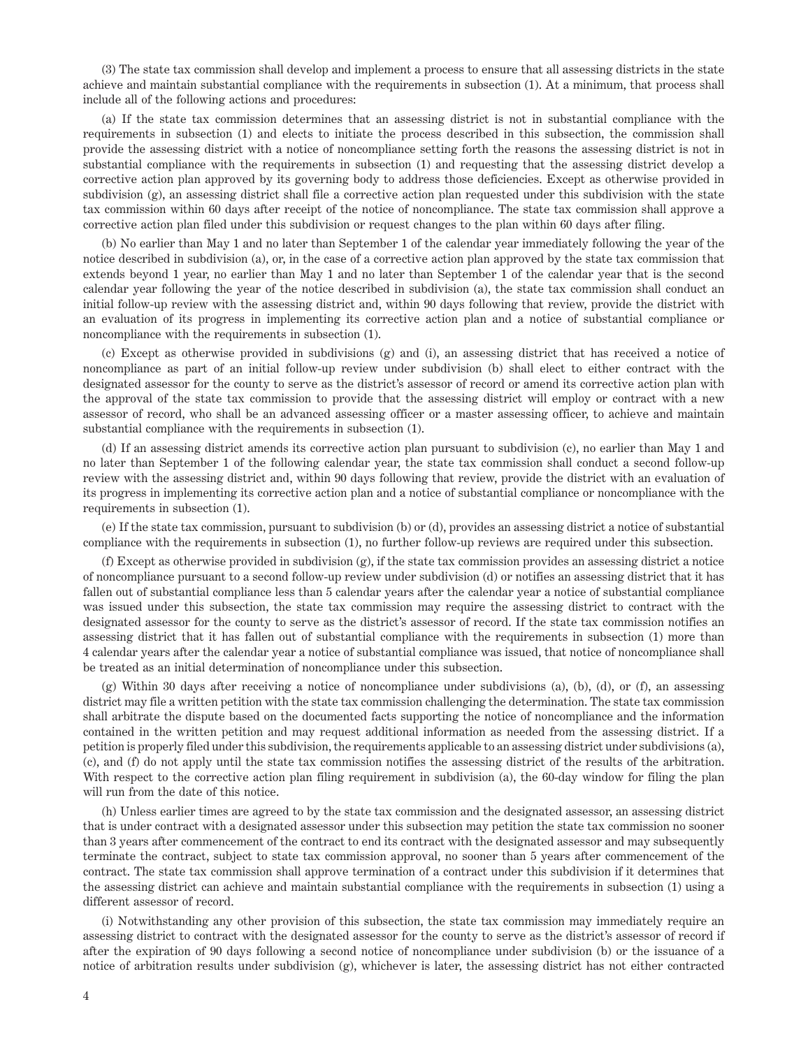(3) The state tax commission shall develop and implement a process to ensure that all assessing districts in the state achieve and maintain substantial compliance with the requirements in subsection (1). At a minimum, that process shall include all of the following actions and procedures:

(a) If the state tax commission determines that an assessing district is not in substantial compliance with the requirements in subsection (1) and elects to initiate the process described in this subsection, the commission shall provide the assessing district with a notice of noncompliance setting forth the reasons the assessing district is not in substantial compliance with the requirements in subsection (1) and requesting that the assessing district develop a corrective action plan approved by its governing body to address those deficiencies. Except as otherwise provided in subdivision (g), an assessing district shall file a corrective action plan requested under this subdivision with the state tax commission within 60 days after receipt of the notice of noncompliance. The state tax commission shall approve a corrective action plan filed under this subdivision or request changes to the plan within 60 days after filing.

(b) No earlier than May 1 and no later than September 1 of the calendar year immediately following the year of the notice described in subdivision (a), or, in the case of a corrective action plan approved by the state tax commission that extends beyond 1 year, no earlier than May 1 and no later than September 1 of the calendar year that is the second calendar year following the year of the notice described in subdivision (a), the state tax commission shall conduct an initial follow-up review with the assessing district and, within 90 days following that review, provide the district with an evaluation of its progress in implementing its corrective action plan and a notice of substantial compliance or noncompliance with the requirements in subsection (1).

(c) Except as otherwise provided in subdivisions (g) and (i), an assessing district that has received a notice of noncompliance as part of an initial follow-up review under subdivision (b) shall elect to either contract with the designated assessor for the county to serve as the district's assessor of record or amend its corrective action plan with the approval of the state tax commission to provide that the assessing district will employ or contract with a new assessor of record, who shall be an advanced assessing officer or a master assessing officer, to achieve and maintain substantial compliance with the requirements in subsection (1).

(d) If an assessing district amends its corrective action plan pursuant to subdivision (c), no earlier than May 1 and no later than September 1 of the following calendar year, the state tax commission shall conduct a second follow-up review with the assessing district and, within 90 days following that review, provide the district with an evaluation of its progress in implementing its corrective action plan and a notice of substantial compliance or noncompliance with the requirements in subsection (1).

(e) If the state tax commission, pursuant to subdivision (b) or (d), provides an assessing district a notice of substantial compliance with the requirements in subsection (1), no further follow-up reviews are required under this subsection.

(f) Except as otherwise provided in subdivision (g), if the state tax commission provides an assessing district a notice of noncompliance pursuant to a second follow-up review under subdivision (d) or notifies an assessing district that it has fallen out of substantial compliance less than 5 calendar years after the calendar year a notice of substantial compliance was issued under this subsection, the state tax commission may require the assessing district to contract with the designated assessor for the county to serve as the district's assessor of record. If the state tax commission notifies an assessing district that it has fallen out of substantial compliance with the requirements in subsection (1) more than 4 calendar years after the calendar year a notice of substantial compliance was issued, that notice of noncompliance shall be treated as an initial determination of noncompliance under this subsection.

(g) Within 30 days after receiving a notice of noncompliance under subdivisions (a), (b), (d), or (f), an assessing district may file a written petition with the state tax commission challenging the determination. The state tax commission shall arbitrate the dispute based on the documented facts supporting the notice of noncompliance and the information contained in the written petition and may request additional information as needed from the assessing district. If a petition is properly filed under this subdivision, the requirements applicable to an assessing district under subdivisions (a), (c), and (f) do not apply until the state tax commission notifies the assessing district of the results of the arbitration. With respect to the corrective action plan filing requirement in subdivision (a), the 60-day window for filing the plan will run from the date of this notice.

(h) Unless earlier times are agreed to by the state tax commission and the designated assessor, an assessing district that is under contract with a designated assessor under this subsection may petition the state tax commission no sooner than 3 years after commencement of the contract to end its contract with the designated assessor and may subsequently terminate the contract, subject to state tax commission approval, no sooner than 5 years after commencement of the contract. The state tax commission shall approve termination of a contract under this subdivision if it determines that the assessing district can achieve and maintain substantial compliance with the requirements in subsection (1) using a different assessor of record.

(i) Notwithstanding any other provision of this subsection, the state tax commission may immediately require an assessing district to contract with the designated assessor for the county to serve as the district's assessor of record if after the expiration of 90 days following a second notice of noncompliance under subdivision (b) or the issuance of a notice of arbitration results under subdivision (g), whichever is later, the assessing district has not either contracted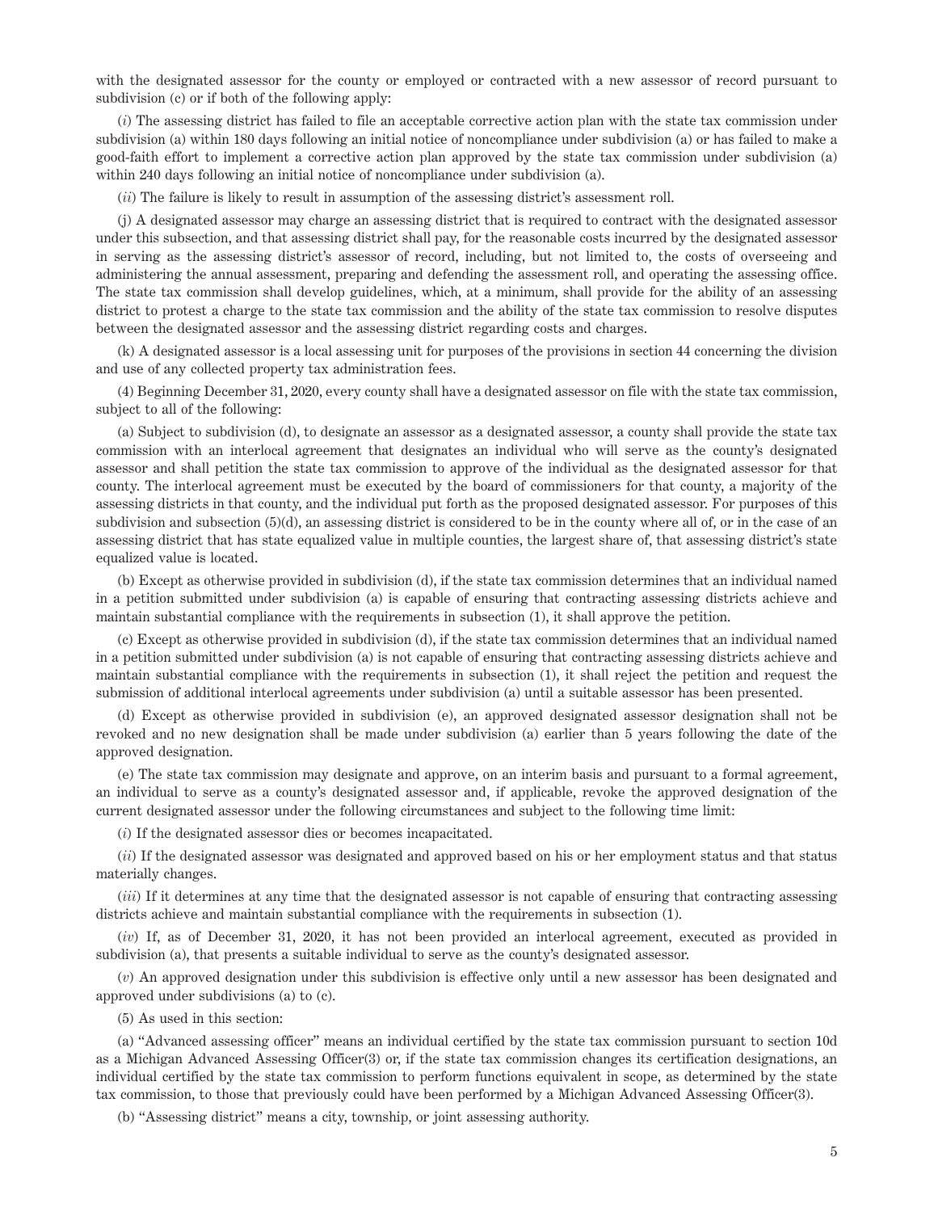with the designated assessor for the county or employed or contracted with a new assessor of record pursuant to subdivision (c) or if both of the following apply:

(*i*) The assessing district has failed to file an acceptable corrective action plan with the state tax commission under subdivision (a) within 180 days following an initial notice of noncompliance under subdivision (a) or has failed to make a good-faith effort to implement a corrective action plan approved by the state tax commission under subdivision (a) within 240 days following an initial notice of noncompliance under subdivision (a).

(*ii*) The failure is likely to result in assumption of the assessing district's assessment roll.

(j) A designated assessor may charge an assessing district that is required to contract with the designated assessor under this subsection, and that assessing district shall pay, for the reasonable costs incurred by the designated assessor in serving as the assessing district's assessor of record, including, but not limited to, the costs of overseeing and administering the annual assessment, preparing and defending the assessment roll, and operating the assessing office. The state tax commission shall develop guidelines, which, at a minimum, shall provide for the ability of an assessing district to protest a charge to the state tax commission and the ability of the state tax commission to resolve disputes between the designated assessor and the assessing district regarding costs and charges.

(k) A designated assessor is a local assessing unit for purposes of the provisions in section 44 concerning the division and use of any collected property tax administration fees.

(4) Beginning December 31, 2020, every county shall have a designated assessor on file with the state tax commission, subject to all of the following:

(a) Subject to subdivision (d), to designate an assessor as a designated assessor, a county shall provide the state tax commission with an interlocal agreement that designates an individual who will serve as the county's designated assessor and shall petition the state tax commission to approve of the individual as the designated assessor for that county. The interlocal agreement must be executed by the board of commissioners for that county, a majority of the assessing districts in that county, and the individual put forth as the proposed designated assessor. For purposes of this subdivision and subsection (5)(d), an assessing district is considered to be in the county where all of, or in the case of an assessing district that has state equalized value in multiple counties, the largest share of, that assessing district's state equalized value is located.

(b) Except as otherwise provided in subdivision (d), if the state tax commission determines that an individual named in a petition submitted under subdivision (a) is capable of ensuring that contracting assessing districts achieve and maintain substantial compliance with the requirements in subsection (1), it shall approve the petition.

(c) Except as otherwise provided in subdivision (d), if the state tax commission determines that an individual named in a petition submitted under subdivision (a) is not capable of ensuring that contracting assessing districts achieve and maintain substantial compliance with the requirements in subsection (1), it shall reject the petition and request the submission of additional interlocal agreements under subdivision (a) until a suitable assessor has been presented.

(d) Except as otherwise provided in subdivision (e), an approved designated assessor designation shall not be revoked and no new designation shall be made under subdivision (a) earlier than 5 years following the date of the approved designation.

(e) The state tax commission may designate and approve, on an interim basis and pursuant to a formal agreement, an individual to serve as a county's designated assessor and, if applicable, revoke the approved designation of the current designated assessor under the following circumstances and subject to the following time limit:

(*i*) If the designated assessor dies or becomes incapacitated.

(*ii*) If the designated assessor was designated and approved based on his or her employment status and that status materially changes.

(*iii*) If it determines at any time that the designated assessor is not capable of ensuring that contracting assessing districts achieve and maintain substantial compliance with the requirements in subsection (1).

(*iv*) If, as of December 31, 2020, it has not been provided an interlocal agreement, executed as provided in subdivision (a), that presents a suitable individual to serve as the county's designated assessor.

(*v*) An approved designation under this subdivision is effective only until a new assessor has been designated and approved under subdivisions (a) to (c).

(5) As used in this section:

(a) "Advanced assessing officer" means an individual certified by the state tax commission pursuant to section 10d as a Michigan Advanced Assessing Officer(3) or, if the state tax commission changes its certification designations, an individual certified by the state tax commission to perform functions equivalent in scope, as determined by the state tax commission, to those that previously could have been performed by a Michigan Advanced Assessing Officer(3).

(b) "Assessing district" means a city, township, or joint assessing authority.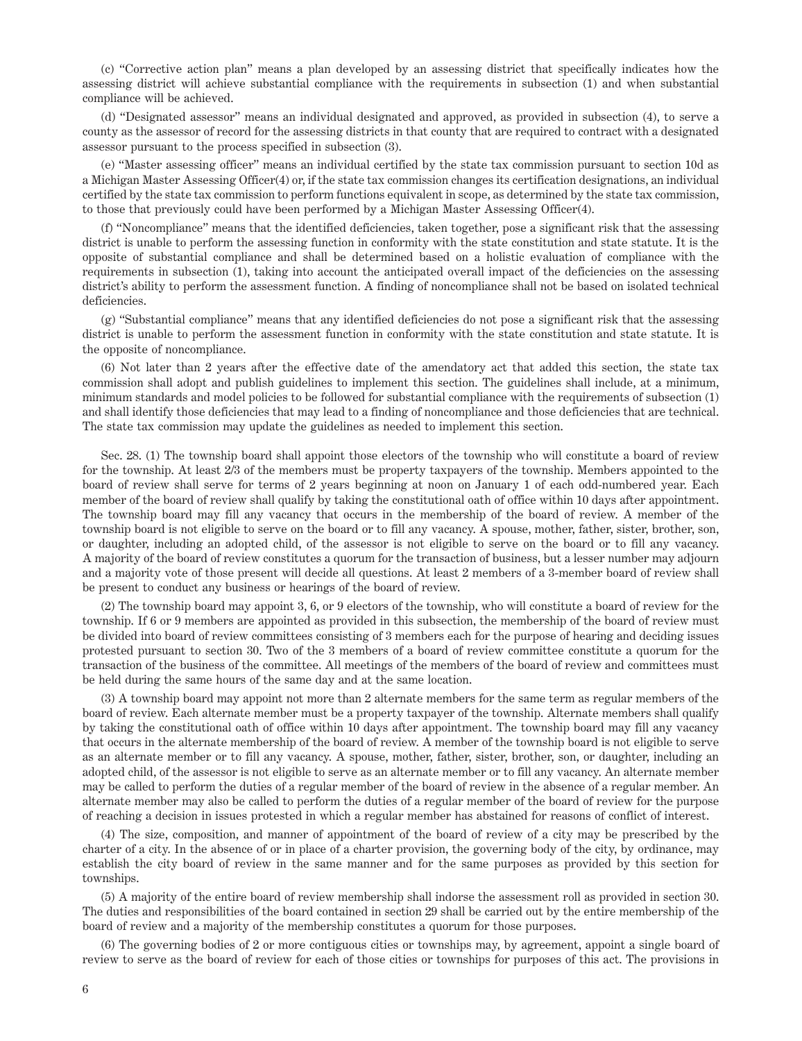(c) "Corrective action plan" means a plan developed by an assessing district that specifically indicates how the assessing district will achieve substantial compliance with the requirements in subsection (1) and when substantial compliance will be achieved.

(d) "Designated assessor" means an individual designated and approved, as provided in subsection (4), to serve a county as the assessor of record for the assessing districts in that county that are required to contract with a designated assessor pursuant to the process specified in subsection (3).

(e) "Master assessing officer" means an individual certified by the state tax commission pursuant to section 10d as a Michigan Master Assessing Officer(4) or, if the state tax commission changes its certification designations, an individual certified by the state tax commission to perform functions equivalent in scope, as determined by the state tax commission, to those that previously could have been performed by a Michigan Master Assessing Officer(4).

(f) "Noncompliance" means that the identified deficiencies, taken together, pose a significant risk that the assessing district is unable to perform the assessing function in conformity with the state constitution and state statute. It is the opposite of substantial compliance and shall be determined based on a holistic evaluation of compliance with the requirements in subsection (1), taking into account the anticipated overall impact of the deficiencies on the assessing district's ability to perform the assessment function. A finding of noncompliance shall not be based on isolated technical deficiencies.

(g) "Substantial compliance" means that any identified deficiencies do not pose a significant risk that the assessing district is unable to perform the assessment function in conformity with the state constitution and state statute. It is the opposite of noncompliance.

(6) Not later than 2 years after the effective date of the amendatory act that added this section, the state tax commission shall adopt and publish guidelines to implement this section. The guidelines shall include, at a minimum, minimum standards and model policies to be followed for substantial compliance with the requirements of subsection (1) and shall identify those deficiencies that may lead to a finding of noncompliance and those deficiencies that are technical. The state tax commission may update the guidelines as needed to implement this section.

Sec. 28. (1) The township board shall appoint those electors of the township who will constitute a board of review for the township. At least 2/3 of the members must be property taxpayers of the township. Members appointed to the board of review shall serve for terms of 2 years beginning at noon on January 1 of each odd-numbered year. Each member of the board of review shall qualify by taking the constitutional oath of office within 10 days after appointment. The township board may fill any vacancy that occurs in the membership of the board of review. A member of the township board is not eligible to serve on the board or to fill any vacancy. A spouse, mother, father, sister, brother, son, or daughter, including an adopted child, of the assessor is not eligible to serve on the board or to fill any vacancy. A majority of the board of review constitutes a quorum for the transaction of business, but a lesser number may adjourn and a majority vote of those present will decide all questions. At least 2 members of a 3-member board of review shall be present to conduct any business or hearings of the board of review.

(2) The township board may appoint 3, 6, or 9 electors of the township, who will constitute a board of review for the township. If 6 or 9 members are appointed as provided in this subsection, the membership of the board of review must be divided into board of review committees consisting of 3 members each for the purpose of hearing and deciding issues protested pursuant to section 30. Two of the 3 members of a board of review committee constitute a quorum for the transaction of the business of the committee. All meetings of the members of the board of review and committees must be held during the same hours of the same day and at the same location.

(3) A township board may appoint not more than 2 alternate members for the same term as regular members of the board of review. Each alternate member must be a property taxpayer of the township. Alternate members shall qualify by taking the constitutional oath of office within 10 days after appointment. The township board may fill any vacancy that occurs in the alternate membership of the board of review. A member of the township board is not eligible to serve as an alternate member or to fill any vacancy. A spouse, mother, father, sister, brother, son, or daughter, including an adopted child, of the assessor is not eligible to serve as an alternate member or to fill any vacancy. An alternate member may be called to perform the duties of a regular member of the board of review in the absence of a regular member. An alternate member may also be called to perform the duties of a regular member of the board of review for the purpose of reaching a decision in issues protested in which a regular member has abstained for reasons of conflict of interest.

(4) The size, composition, and manner of appointment of the board of review of a city may be prescribed by the charter of a city. In the absence of or in place of a charter provision, the governing body of the city, by ordinance, may establish the city board of review in the same manner and for the same purposes as provided by this section for townships.

(5) A majority of the entire board of review membership shall indorse the assessment roll as provided in section 30. The duties and responsibilities of the board contained in section 29 shall be carried out by the entire membership of the board of review and a majority of the membership constitutes a quorum for those purposes.

(6) The governing bodies of 2 or more contiguous cities or townships may, by agreement, appoint a single board of review to serve as the board of review for each of those cities or townships for purposes of this act. The provisions in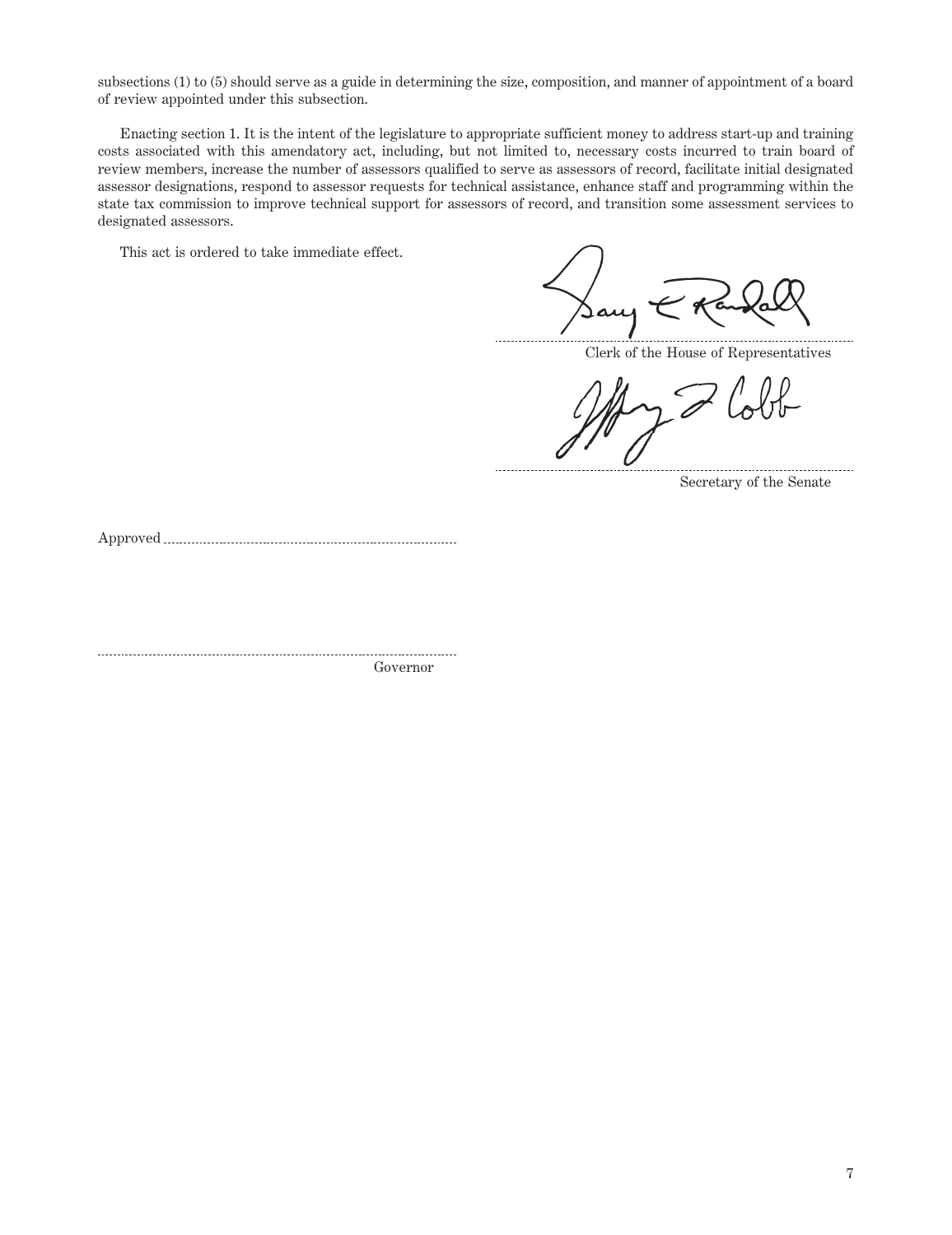subsections (1) to (5) should serve as a guide in determining the size, composition, and manner of appointment of a board of review appointed under this subsection.

Enacting section 1. It is the intent of the legislature to appropriate sufficient money to address start-up and training costs associated with this amendatory act, including, but not limited to, necessary costs incurred to train board of review members, increase the number of assessors qualified to serve as assessors of record, facilitate initial designated assessor designations, respond to assessor requests for technical assistance, enhance staff and programming within the state tax commission to improve technical support for assessors of record, and transition some assessment services to designated assessors.

This act is ordered to take immediate effect.

Clerk of the House of Representatives

Secretary of the Senate

Approved

Governor